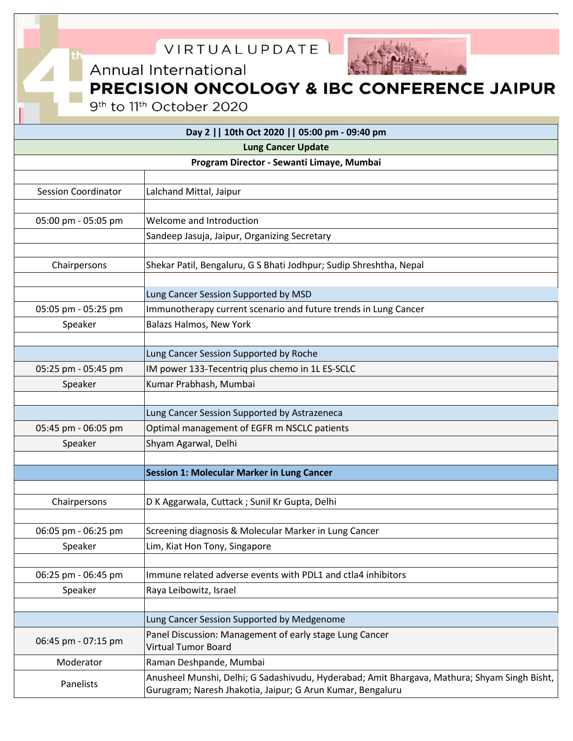# VIRTUAL UPDATE

## 4th Annual International PRECISION ONCOLOGY & IBC CONFERENCE JAIPUR

9th to 11th October 2020

| Day 2 \|\| 10th Oct 2020 \|\| 05:00 pm - 09:40 pm | |
|---|---|
| **Lung Cancer Update** | |
| **Program Director - Sewanti Limaye, Mumbai** | |
| | |
| Session Coordinator | Lalchand Mittal, Jaipur |
| | |
| 05:00 pm - 05:05 pm | Welcome and Introduction |
| | Sandeep Jasuja, Jaipur, Organizing Secretary |
| | |
| Chairpersons | Shekar Patil, Bengaluru, G S Bhati Jodhpur; Sudip Shreshtha, Nepal |
| | |
| | Lung Cancer Session Supported by MSD |
| 05:05 pm - 05:25 pm | Immunotherapy current scenario and future trends in Lung Cancer |
| Speaker | Balazs Halmos, New York |
| | |
| | Lung Cancer Session Supported by Roche |
| 05:25 pm - 05:45 pm | IM power 133-Tecentriq plus chemo in 1L ES-SCLC |
| Speaker | Kumar Prabhash, Mumbai |
| | |
| | Lung Cancer Session Supported by Astrazeneca |
| 05:45 pm - 06:05 pm | Optimal management of EGFR m NSCLC patients |
| Speaker | Shyam Agarwal, Delhi |
| | |
| | **Session 1: Molecular Marker in Lung Cancer** |
| | |
| Chairpersons | D K Aggarwala, Cuttack ; Sunil Kr Gupta, Delhi |
| | |
| 06:05 pm - 06:25 pm | Screening diagnosis & Molecular Marker in Lung Cancer |
| Speaker | Lim, Kiat Hon Tony, Singapore |
| | |
| 06:25 pm - 06:45 pm | Immune related adverse events with PDL1 and ctla4 inhibitors |
| Speaker | Raya Leibowitz, Israel |
| | |
| | Lung Cancer Session Supported by Medgenome |
| 06:45 pm - 07:15 pm | Panel Discussion: Management of early stage Lung Cancer<br>Virtual Tumor Board |
| Moderator | Raman Deshpande, Mumbai |
| Panelists | Anusheel Munshi, Delhi; G Sadashivudu, Hyderabad; Amit Bhargava, Mathura; Shyam Singh Bisht, Gurugram; Naresh Jhakotia, Jaipur; G Arun Kumar, Bengaluru |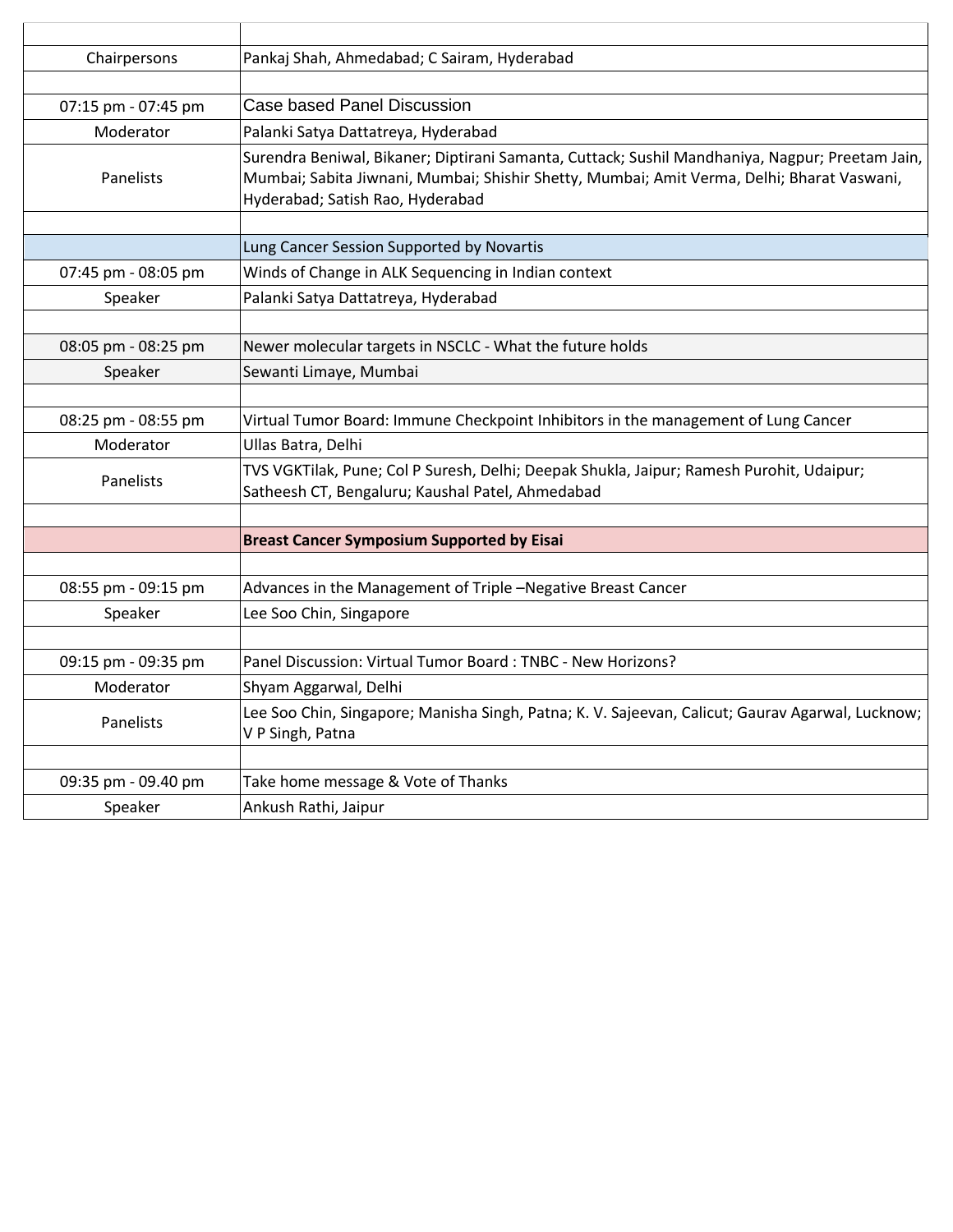| | |
|---|---|
| | |
| Chairpersons | Pankaj Shah, Ahmedabad; C Sairam, Hyderabad |
| | |
| 07:15 pm - 07:45 pm | Case based Panel Discussion |
| Moderator | Palanki Satya Dattatreya, Hyderabad |
| Panelists | Surendra Beniwal, Bikaner; Diptirani Samanta, Cuttack; Sushil Mandhaniya, Nagpur; Preetam Jain, Mumbai; Sabita Jiwnani, Mumbai; Shishir Shetty, Mumbai; Amit Verma, Delhi; Bharat Vaswani, Hyderabad; Satish Rao, Hyderabad |
| | |
| | Lung Cancer Session Supported by Novartis |
| 07:45 pm - 08:05 pm | Winds of Change in ALK Sequencing in Indian context |
| Speaker | Palanki Satya Dattatreya, Hyderabad |
| | |
| 08:05 pm - 08:25 pm | Newer molecular targets in NSCLC - What the future holds |
| Speaker | Sewanti Limaye, Mumbai |
| | |
| 08:25 pm - 08:55 pm | Virtual Tumor Board: Immune Checkpoint Inhibitors in the management of Lung Cancer |
| Moderator | Ullas Batra, Delhi |
| Panelists | TVS VGKTilak, Pune; Col P Suresh, Delhi; Deepak Shukla, Jaipur; Ramesh Purohit, Udaipur; Satheesh CT, Bengaluru; Kaushal Patel, Ahmedabad |
| | |
| | **Breast Cancer Symposium Supported by Eisai** |
| | |
| 08:55 pm - 09:15 pm | Advances in the Management of Triple –Negative Breast Cancer |
| Speaker | Lee Soo Chin, Singapore |
| | |
| 09:15 pm - 09:35 pm | Panel Discussion: Virtual Tumor Board : TNBC - New Horizons? |
| Moderator | Shyam Aggarwal, Delhi |
| Panelists | Lee Soo Chin, Singapore; Manisha Singh, Patna; K. V. Sajeevan, Calicut; Gaurav Agarwal, Lucknow; V P Singh, Patna |
| | |
| 09:35 pm - 09.40 pm | Take home message & Vote of Thanks |
| Speaker | Ankush Rathi, Jaipur |